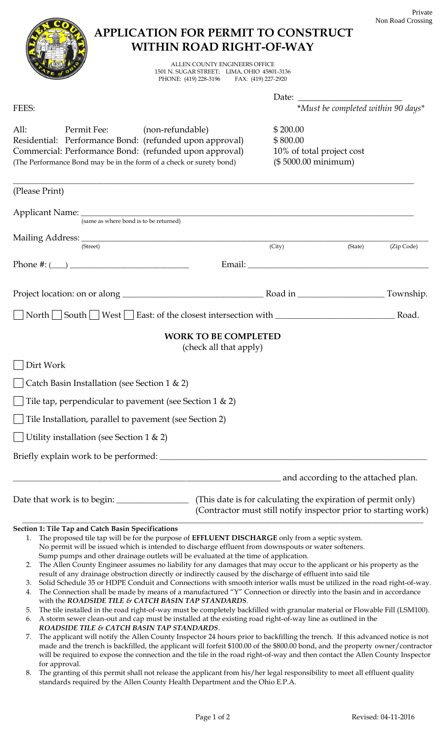Private
Non Road Crossing

# APPLICATION FOR PERMIT TO CONSTRUCT WITHIN ROAD RIGHT-OF-WAY

ALLEN COUNTY ENGINEERS OFFICE
1501 N. SUGAR STREET; LIMA, OHIO 45801-3136
PHONE: (419) 228-3196 FAX: (419) 227-2920

Date: ________________________

FEES: *\*Must be completed within 90 days\**

| | |
|---|---|
| All: Permit Fee: (non-refundable) | $ 200.00 |
| Residential: Performance Bond: (refunded upon approval) | $ 800.00 |
| Commercial: Performance Bond: (refunded upon approval) | 10% of total project cost |
| (The Performance Bond may be in the form of a check or surety bond) | ($ 5000.00 minimum) |

(Please Print)

Applicant Name: ____________________________________________
(same as where bond is to be returned)

Mailing Address: ____________________________________________
(Street) (City) (State) (Zip Code)

Phone #: (___) __________________________ Email: ____________________________

Project location: on or along ______________________ Road in __________________ Township.

☐ North ☐ South ☐ West ☐ East: of the closest intersection with ______________________ Road.

## WORK TO BE COMPLETED

(check all that apply)

☐ Dirt Work

☐ Catch Basin Installation (see Section 1 & 2)

☐ Tile tap, perpendicular to pavement (see Section 1 & 2)

☐ Tile Installation, parallel to pavement (see Section 2)

☐ Utility installation (see Section 1 & 2)

Briefly explain work to be performed: ____________________________________________

____________________________________________ and according to the attached plan.

Date that work is to begin: ________________ (This date is for calculating the expiration of permit only)
(Contractor must still notify inspector prior to starting work)

### Section 1: Tile Tap and Catch Basin Specifications

1. The proposed tile tap will be for the purpose of **EFFLUENT DISCHARGE** only from a septic system. No permit will be issued which is intended to discharge effluent from downspouts or water softeners. Sump pumps and other drainage outlets will be evaluated at the time of application.
2. The Allen County Engineer assumes no liability for any damages that may occur to the applicant or his property as the result of any drainage obstruction directly or indirectly caused by the discharge of effluent into said tile
3. Solid Schedule 35 or HDPE Conduit and Connections with smooth interior walls must be utilized in the road right-of-way.
4. The Connection shall be made by means of a manufactured "Y" Connection or directly into the basin and in accordance with the ***ROADSIDE TILE & CATCH BASIN TAP STANDARDS***.
5. The tile installed in the road right-of-way must be completely backfilled with granular material or Flowable Fill (LSM100).
6. A storm sewer clean-out and cap must be installed at the existing road right-of-way line as outlined in the ***ROADSIDE TILE & CATCH BASIN TAP STANDARDS***.
7. The applicant will notify the Allen County Inspector 24 hours prior to backfilling the trench. If this advanced notice is not made and the trench is backfilled, the applicant will forfeit $100.00 of the $800.00 bond, and the property owner/contractor will be required to expose the connection and the tile in the road right-of-way and then contact the Allen County Inspector for approval.
8. The granting of this permit shall not release the applicant from his/her legal responsibility to meet all effluent quality standards required by the Allen County Health Department and the Ohio E.P.A.

Revised: 04-11-2016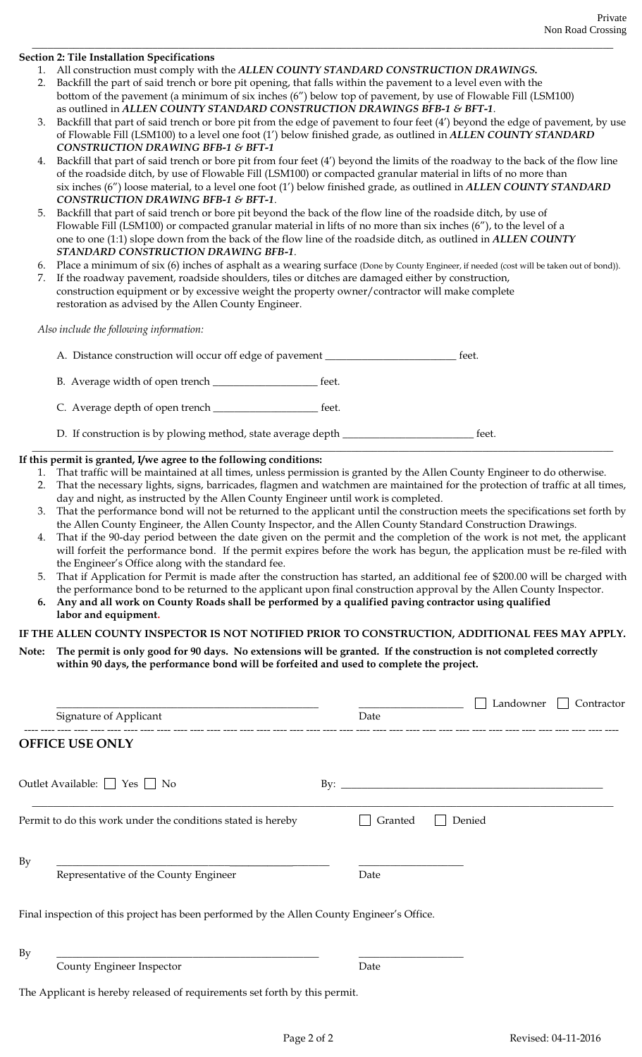Private
Non Road Crossing

**Section 2: Tile Installation Specifications**

1. All construction must comply with the ***ALLEN COUNTY STANDARD CONSTRUCTION DRAWINGS.***
2. Backfill the part of said trench or bore pit opening, that falls within the pavement to a level even with the bottom of the pavement (a minimum of six inches (6") below top of pavement, by use of Flowable Fill (LSM100) as outlined in ***ALLEN COUNTY STANDARD CONSTRUCTION DRAWINGS BFB-1 & BFT-1***.
3. Backfill that part of said trench or bore pit from the edge of pavement to four feet (4') beyond the edge of pavement, by use of Flowable Fill (LSM100) to a level one foot (1') below finished grade, as outlined in ***ALLEN COUNTY STANDARD CONSTRUCTION DRAWING BFB-1 & BFT-1***
4. Backfill that part of said trench or bore pit from four feet (4') beyond the limits of the roadway to the back of the flow line of the roadside ditch, by use of Flowable Fill (LSM100) or compacted granular material in lifts of no more than six inches (6") loose material, to a level one foot (1') below finished grade, as outlined in ***ALLEN COUNTY STANDARD CONSTRUCTION DRAWING BFB-1 & BFT-1***.
5. Backfill that part of said trench or bore pit beyond the back of the flow line of the roadside ditch, by use of Flowable Fill (LSM100) or compacted granular material in lifts of no more than six inches (6"), to the level of a one to one (1:1) slope down from the back of the flow line of the roadside ditch, as outlined in ***ALLEN COUNTY STANDARD CONSTRUCTION DRAWING BFB-1***.
6. Place a minimum of six (6) inches of asphalt as a wearing surface (Done by County Engineer, if needed (cost will be taken out of bond)).
7. If the roadway pavement, roadside shoulders, tiles or ditches are damaged either by construction, construction equipment or by excessive weight the property owner/contractor will make complete restoration as advised by the Allen County Engineer.

*Also include the following information:*

A. Distance construction will occur off edge of pavement ________________________ feet.

B. Average width of open trench ___________________ feet.

C. Average depth of open trench ___________________ feet.

D. If construction is by plowing method, state average depth ________________________ feet.

**If this permit is granted, I/we agree to the following conditions:**

1. That traffic will be maintained at all times, unless permission is granted by the Allen County Engineer to do otherwise.
2. That the necessary lights, signs, barricades, flagmen and watchmen are maintained for the protection of traffic at all times, day and night, as instructed by the Allen County Engineer until work is completed.
3. That the performance bond will not be returned to the applicant until the construction meets the specifications set forth by the Allen County Engineer, the Allen County Inspector, and the Allen County Standard Construction Drawings.
4. That if the 90-day period between the date given on the permit and the completion of the work is not met, the applicant will forfeit the performance bond. If the permit expires before the work has begun, the application must be re-filed with the Engineer's Office along with the standard fee.
5. That if Application for Permit is made after the construction has started, an additional fee of $200.00 will be charged with the performance bond to be returned to the applicant upon final construction approval by the Allen County Inspector.
6. **Any and all work on County Roads shall be performed by a qualified paving contractor using qualified labor and equipment.**

**IF THE ALLEN COUNTY INSPECTOR IS NOT NOTIFIED PRIOR TO CONSTRUCTION, ADDITIONAL FEES MAY APPLY.**

**Note: The permit is only good for 90 days. No extensions will be granted. If the construction is not completed correctly within 90 days, the performance bond will be forfeited and used to complete the project.**

_______________________________________ ___________________ ☐ Landowner ☐ Contractor
Signature of Applicant Date

## OFFICE USE ONLY

Outlet Available: ☐ Yes ☐ No By: ________________________________________

Permit to do this work under the conditions stated is hereby ☐ Granted ☐ Denied

By _______________________________________ ___________________
Representative of the County Engineer Date

Final inspection of this project has been performed by the Allen County Engineer's Office.

By _______________________________________ ___________________
County Engineer Inspector Date

The Applicant is hereby released of requirements set forth by this permit.

Revised: 04-11-2016